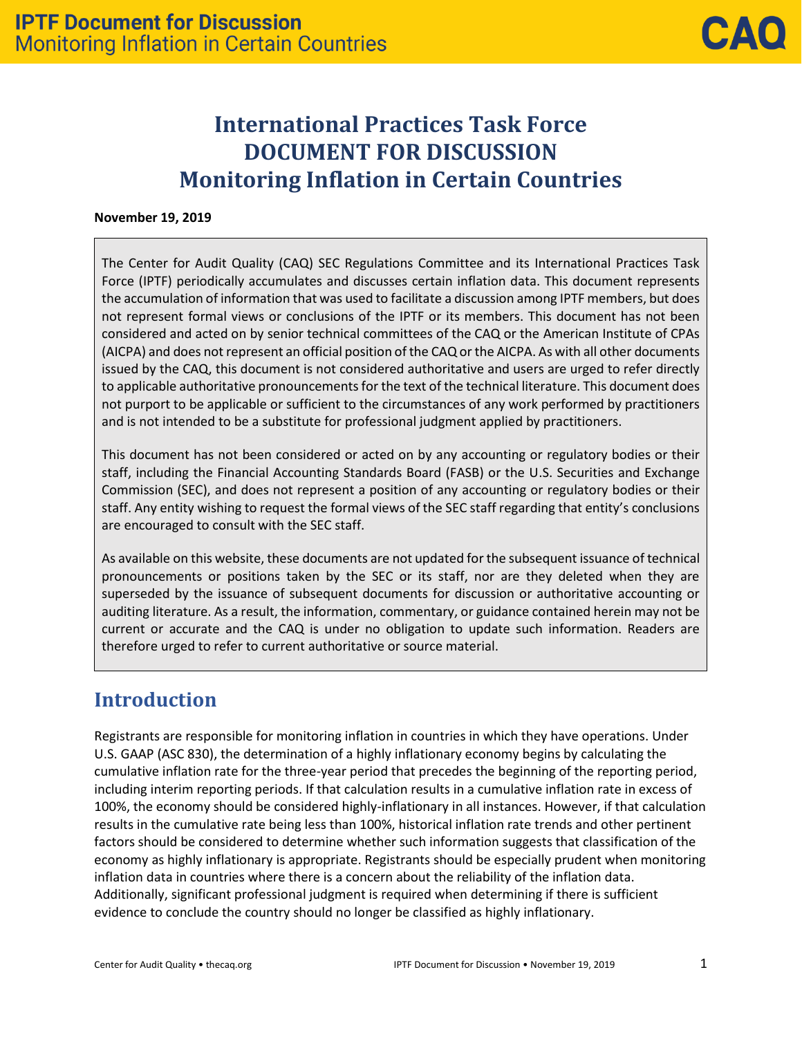# International Practices Task Force
# DOCUMENT FOR DISCUSSION
# Monitoring Inflation in Certain Countries

**November 19, 2019**

The Center for Audit Quality (CAQ) SEC Regulations Committee and its International Practices Task Force (IPTF) periodically accumulates and discusses certain inflation data. This document represents the accumulation of information that was used to facilitate a discussion among IPTF members, but does not represent formal views or conclusions of the IPTF or its members. This document has not been considered and acted on by senior technical committees of the CAQ or the American Institute of CPAs (AICPA) and does not represent an official position of the CAQ or the AICPA. As with all other documents issued by the CAQ, this document is not considered authoritative and users are urged to refer directly to applicable authoritative pronouncements for the text of the technical literature. This document does not purport to be applicable or sufficient to the circumstances of any work performed by practitioners and is not intended to be a substitute for professional judgment applied by practitioners.

This document has not been considered or acted on by any accounting or regulatory bodies or their staff, including the Financial Accounting Standards Board (FASB) or the U.S. Securities and Exchange Commission (SEC), and does not represent a position of any accounting or regulatory bodies or their staff. Any entity wishing to request the formal views of the SEC staff regarding that entity's conclusions are encouraged to consult with the SEC staff.

As available on this website, these documents are not updated for the subsequent issuance of technical pronouncements or positions taken by the SEC or its staff, nor are they deleted when they are superseded by the issuance of subsequent documents for discussion or authoritative accounting or auditing literature. As a result, the information, commentary, or guidance contained herein may not be current or accurate and the CAQ is under no obligation to update such information. Readers are therefore urged to refer to current authoritative or source material.

## Introduction

Registrants are responsible for monitoring inflation in countries in which they have operations. Under U.S. GAAP (ASC 830), the determination of a highly inflationary economy begins by calculating the cumulative inflation rate for the three-year period that precedes the beginning of the reporting period, including interim reporting periods. If that calculation results in a cumulative inflation rate in excess of 100%, the economy should be considered highly-inflationary in all instances. However, if that calculation results in the cumulative rate being less than 100%, historical inflation rate trends and other pertinent factors should be considered to determine whether such information suggests that classification of the economy as highly inflationary is appropriate. Registrants should be especially prudent when monitoring inflation data in countries where there is a concern about the reliability of the inflation data. Additionally, significant professional judgment is required when determining if there is sufficient evidence to conclude the country should no longer be classified as highly inflationary.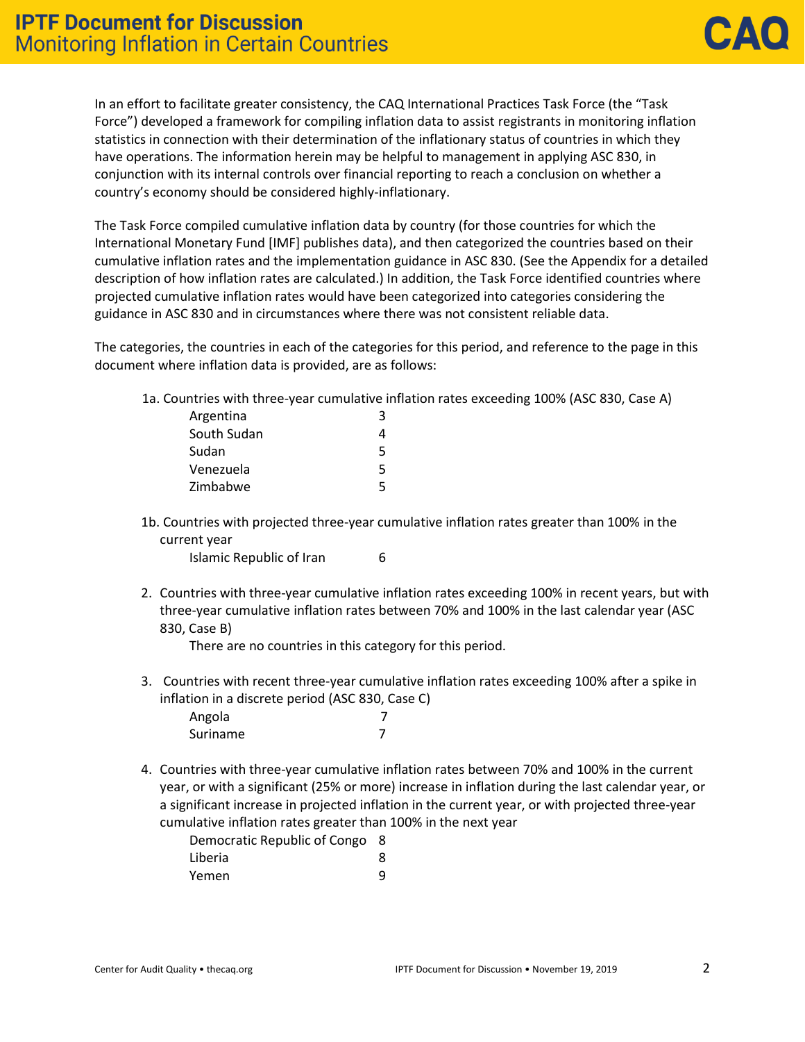In an effort to facilitate greater consistency, the CAQ International Practices Task Force (the "Task Force") developed a framework for compiling inflation data to assist registrants in monitoring inflation statistics in connection with their determination of the inflationary status of countries in which they have operations. The information herein may be helpful to management in applying ASC 830, in conjunction with its internal controls over financial reporting to reach a conclusion on whether a country's economy should be considered highly-inflationary.

The Task Force compiled cumulative inflation data by country (for those countries for which the International Monetary Fund [IMF] publishes data), and then categorized the countries based on their cumulative inflation rates and the implementation guidance in ASC 830. (See the Appendix for a detailed description of how inflation rates are calculated.) In addition, the Task Force identified countries where projected cumulative inflation rates would have been categorized into categories considering the guidance in ASC 830 and in circumstances where there was not consistent reliable data.

The categories, the countries in each of the categories for this period, and reference to the page in this document where inflation data is provided, are as follows:

1a. Countries with three-year cumulative inflation rates exceeding 100% (ASC 830, Case A)

| | |
|---|---|
| Argentina | 3 |
| South Sudan | 4 |
| Sudan | 5 |
| Venezuela | 5 |
| Zimbabwe | 5 |

1b. Countries with projected three-year cumulative inflation rates greater than 100% in the current year

| | |
|---|---|
| Islamic Republic of Iran | 6 |

2. Countries with three-year cumulative inflation rates exceeding 100% in recent years, but with three-year cumulative inflation rates between 70% and 100% in the last calendar year (ASC 830, Case B)

   There are no countries in this category for this period.

3. Countries with recent three-year cumulative inflation rates exceeding 100% after a spike in inflation in a discrete period (ASC 830, Case C)

| | |
|---|---|
| Angola | 7 |
| Suriname | 7 |

4. Countries with three-year cumulative inflation rates between 70% and 100% in the current year, or with a significant (25% or more) increase in inflation during the last calendar year, or a significant increase in projected inflation in the current year, or with projected three-year cumulative inflation rates greater than 100% in the next year

| | |
|---|---|
| Democratic Republic of Congo | 8 |
| Liberia | 8 |
| Yemen | 9 |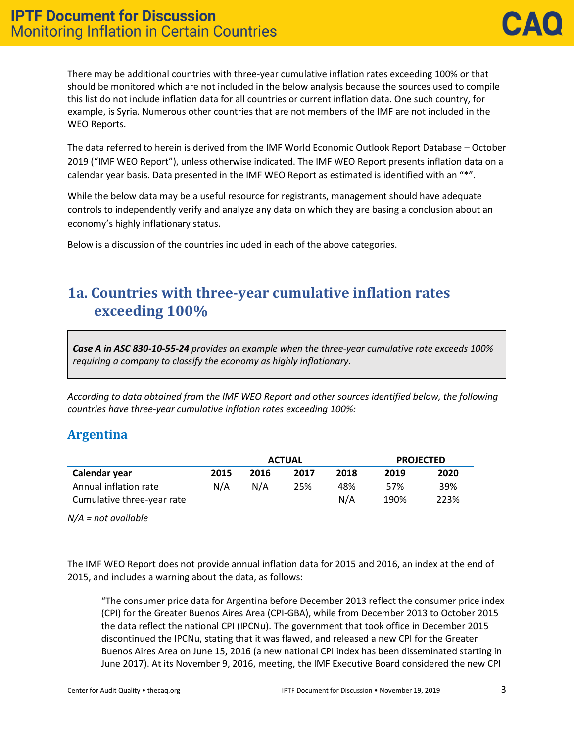There may be additional countries with three-year cumulative inflation rates exceeding 100% or that should be monitored which are not included in the below analysis because the sources used to compile this list do not include inflation data for all countries or current inflation data. One such country, for example, is Syria. Numerous other countries that are not members of the IMF are not included in the WEO Reports.

The data referred to herein is derived from the IMF World Economic Outlook Report Database – October 2019 ("IMF WEO Report"), unless otherwise indicated. The IMF WEO Report presents inflation data on a calendar year basis. Data presented in the IMF WEO Report as estimated is identified with an "*".

While the below data may be a useful resource for registrants, management should have adequate controls to independently verify and analyze any data on which they are basing a conclusion about an economy's highly inflationary status.

Below is a discussion of the countries included in each of the above categories.

## 1a. Countries with three-year cumulative inflation rates exceeding 100%

> ***Case A in ASC 830-10-55-24*** *provides an example when the three-year cumulative rate exceeds 100% requiring a company to classify the economy as highly inflationary.*

*According to data obtained from the IMF WEO Report and other sources identified below, the following countries have three-year cumulative inflation rates exceeding 100%:*

### Argentina

| | ACTUAL | | | | PROJECTED | |
|---|---|---|---|---|---|---|
| **Calendar year** | **2015** | **2016** | **2017** | **2018** | **2019** | **2020** |
| Annual inflation rate | N/A | N/A | 25% | 48% | 57% | 39% |
| Cumulative three-year rate | | | | N/A | 190% | 223% |

*N/A = not available*

The IMF WEO Report does not provide annual inflation data for 2015 and 2016, an index at the end of 2015, and includes a warning about the data, as follows:

> "The consumer price data for Argentina before December 2013 reflect the consumer price index (CPI) for the Greater Buenos Aires Area (CPI-GBA), while from December 2013 to October 2015 the data reflect the national CPI (IPCNu). The government that took office in December 2015 discontinued the IPCNu, stating that it was flawed, and released a new CPI for the Greater Buenos Aires Area on June 15, 2016 (a new national CPI index has been disseminated starting in June 2017). At its November 9, 2016, meeting, the IMF Executive Board considered the new CPI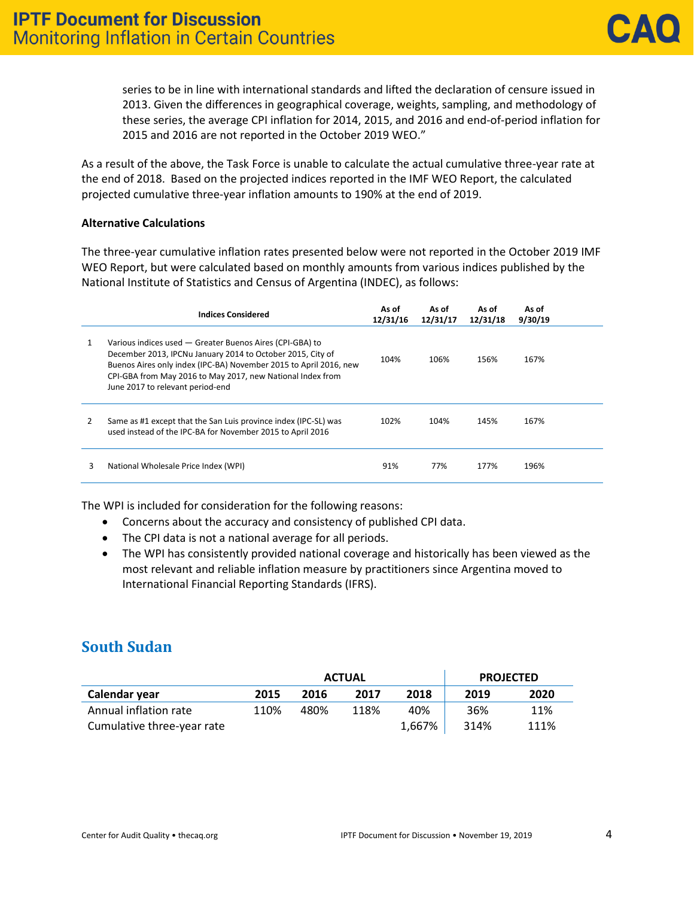series to be in line with international standards and lifted the declaration of censure issued in 2013. Given the differences in geographical coverage, weights, sampling, and methodology of these series, the average CPI inflation for 2014, 2015, and 2016 and end-of-period inflation for 2015 and 2016 are not reported in the October 2019 WEO."

As a result of the above, the Task Force is unable to calculate the actual cumulative three-year rate at the end of 2018. Based on the projected indices reported in the IMF WEO Report, the calculated projected cumulative three-year inflation amounts to 190% at the end of 2019.

**Alternative Calculations**

The three-year cumulative inflation rates presented below were not reported in the October 2019 IMF WEO Report, but were calculated based on monthly amounts from various indices published by the National Institute of Statistics and Census of Argentina (INDEC), as follows:

| | Indices Considered | As of 12/31/16 | As of 12/31/17 | As of 12/31/18 | As of 9/30/19 |
|---|---|---|---|---|---|
| 1 | Various indices used — Greater Buenos Aires (CPI-GBA) to December 2013, IPCNu January 2014 to October 2015, City of Buenos Aires only index (IPC-BA) November 2015 to April 2016, new CPI-GBA from May 2016 to May 2017, new National Index from June 2017 to relevant period-end | 104% | 106% | 156% | 167% |
| 2 | Same as #1 except that the San Luis province index (IPC-SL) was used instead of the IPC-BA for November 2015 to April 2016 | 102% | 104% | 145% | 167% |
| 3 | National Wholesale Price Index (WPI) | 91% | 77% | 177% | 196% |

The WPI is included for consideration for the following reasons:

- Concerns about the accuracy and consistency of published CPI data.
- The CPI data is not a national average for all periods.
- The WPI has consistently provided national coverage and historically has been viewed as the most relevant and reliable inflation measure by practitioners since Argentina moved to International Financial Reporting Standards (IFRS).

## South Sudan

| | ACTUAL | | | | PROJECTED | |
|---|---|---|---|---|---|---|
| **Calendar year** | **2015** | **2016** | **2017** | **2018** | **2019** | **2020** |
| Annual inflation rate | 110% | 480% | 118% | 40% | 36% | 11% |
| Cumulative three-year rate | | | | 1,667% | 314% | 111% |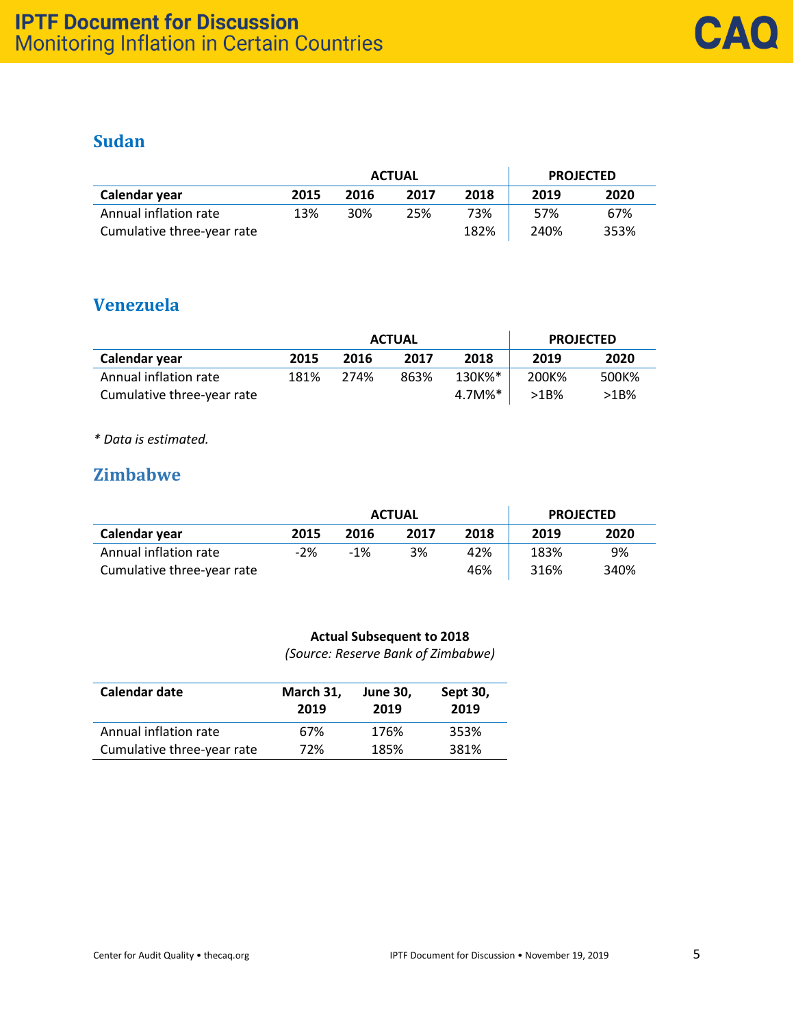## Sudan

| | ACTUAL | | | | PROJECTED | |
|---|---|---|---|---|---|---|
| **Calendar year** | **2015** | **2016** | **2017** | **2018** | **2019** | **2020** |
| Annual inflation rate | 13% | 30% | 25% | 73% | 57% | 67% |
| Cumulative three-year rate | | | | 182% | 240% | 353% |

## Venezuela

| | ACTUAL | | | | PROJECTED | |
|---|---|---|---|---|---|---|
| **Calendar year** | **2015** | **2016** | **2017** | **2018** | **2019** | **2020** |
| Annual inflation rate | 181% | 274% | 863% | 130K%* | 200K% | 500K% |
| Cumulative three-year rate | | | | 4.7M%* | >1B% | >1B% |

*\* Data is estimated.*

## Zimbabwe

| | ACTUAL | | | | PROJECTED | |
|---|---|---|---|---|---|---|
| **Calendar year** | **2015** | **2016** | **2017** | **2018** | **2019** | **2020** |
| Annual inflation rate | -2% | -1% | 3% | 42% | 183% | 9% |
| Cumulative three-year rate | | | | 46% | 316% | 340% |

**Actual Subsequent to 2018**
*(Source: Reserve Bank of Zimbabwe)*

| **Calendar date** | **March 31, 2019** | **June 30, 2019** | **Sept 30, 2019** |
|---|---|---|---|
| Annual inflation rate | 67% | 176% | 353% |
| Cumulative three-year rate | 72% | 185% | 381% |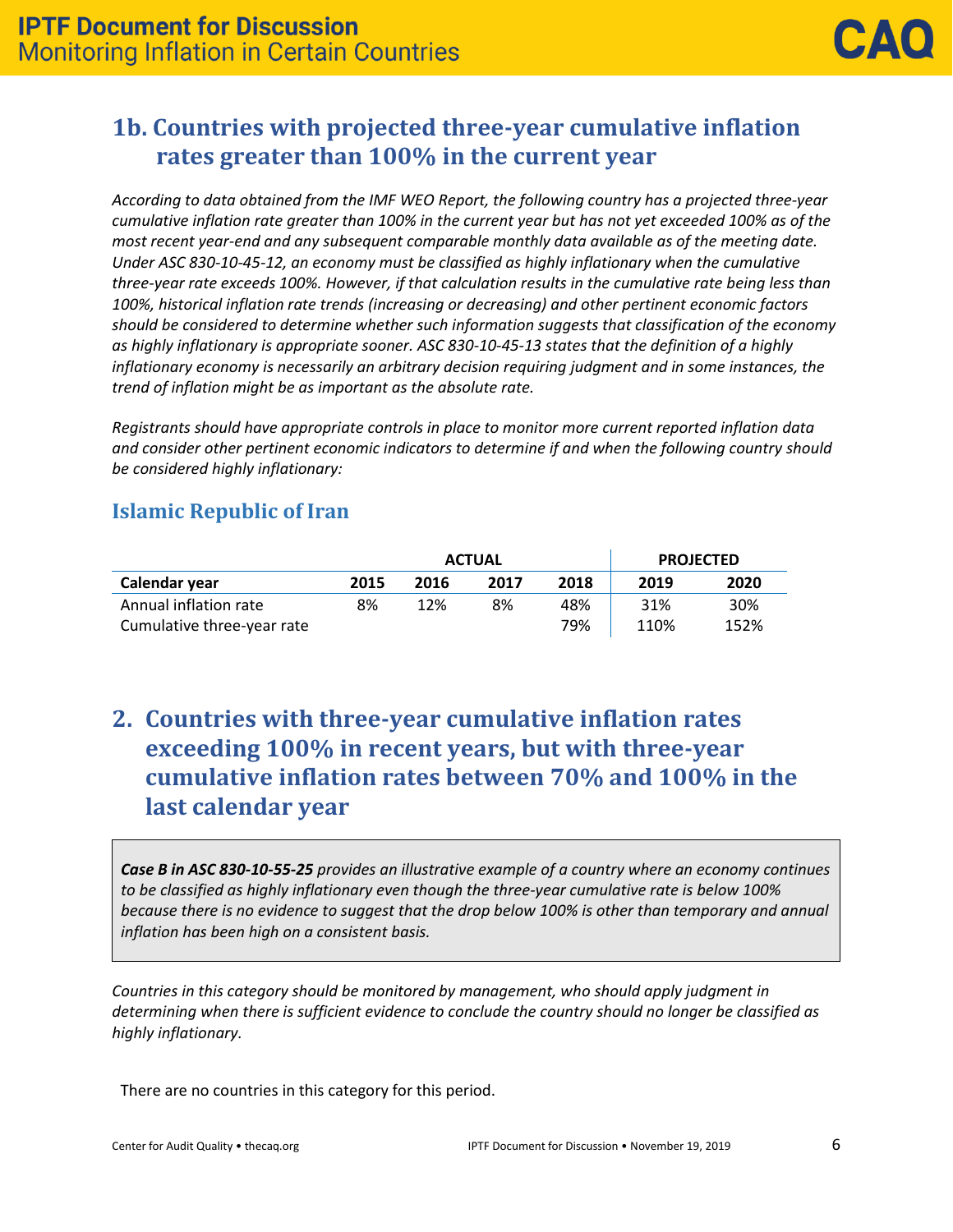## 1b. Countries with projected three-year cumulative inflation rates greater than 100% in the current year

*According to data obtained from the IMF WEO Report, the following country has a projected three-year cumulative inflation rate greater than 100% in the current year but has not yet exceeded 100% as of the most recent year-end and any subsequent comparable monthly data available as of the meeting date. Under ASC 830-10-45-12, an economy must be classified as highly inflationary when the cumulative three-year rate exceeds 100%. However, if that calculation results in the cumulative rate being less than 100%, historical inflation rate trends (increasing or decreasing) and other pertinent economic factors should be considered to determine whether such information suggests that classification of the economy as highly inflationary is appropriate sooner. ASC 830-10-45-13 states that the definition of a highly inflationary economy is necessarily an arbitrary decision requiring judgment and in some instances, the trend of inflation might be as important as the absolute rate.*

*Registrants should have appropriate controls in place to monitor more current reported inflation data and consider other pertinent economic indicators to determine if and when the following country should be considered highly inflationary:*

### Islamic Republic of Iran

| | ACTUAL | | | | PROJECTED | |
|---|---|---|---|---|---|---|
| **Calendar year** | **2015** | **2016** | **2017** | **2018** | **2019** | **2020** |
| Annual inflation rate | 8% | 12% | 8% | 48% | 31% | 30% |
| Cumulative three-year rate | | | | 79% | 110% | 152% |

## 2. Countries with three-year cumulative inflation rates exceeding 100% in recent years, but with three-year cumulative inflation rates between 70% and 100% in the last calendar year

***Case B in ASC 830-10-55-25*** *provides an illustrative example of a country where an economy continues to be classified as highly inflationary even though the three-year cumulative rate is below 100% because there is no evidence to suggest that the drop below 100% is other than temporary and annual inflation has been high on a consistent basis.*

*Countries in this category should be monitored by management, who should apply judgment in determining when there is sufficient evidence to conclude the country should no longer be classified as highly inflationary.*

There are no countries in this category for this period.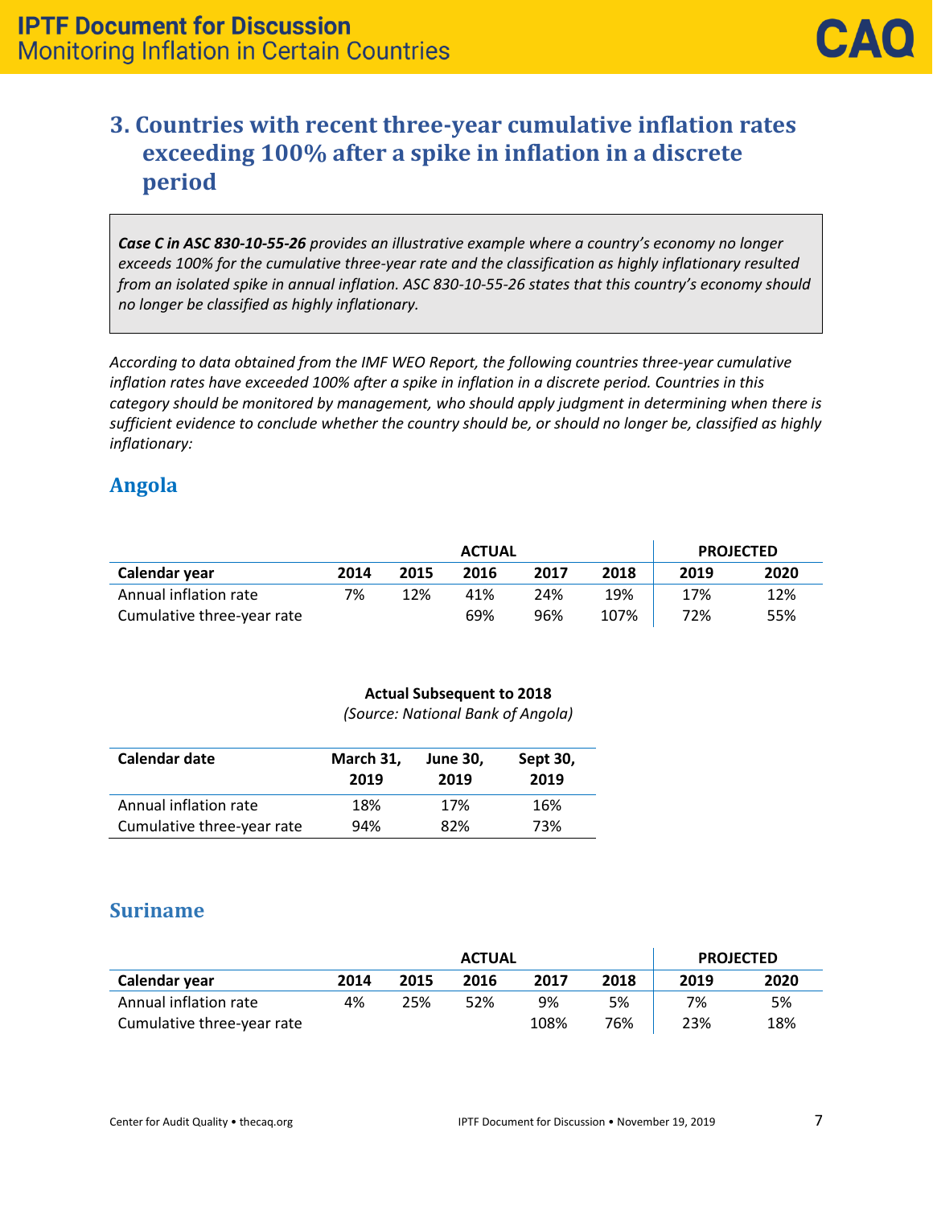## 3. Countries with recent three-year cumulative inflation rates exceeding 100% after a spike in inflation in a discrete period

***Case C in ASC 830-10-55-26*** *provides an illustrative example where a country's economy no longer exceeds 100% for the cumulative three-year rate and the classification as highly inflationary resulted from an isolated spike in annual inflation. ASC 830-10-55-26 states that this country's economy should no longer be classified as highly inflationary.*

*According to data obtained from the IMF WEO Report, the following countries three-year cumulative inflation rates have exceeded 100% after a spike in inflation in a discrete period. Countries in this category should be monitored by management, who should apply judgment in determining when there is sufficient evidence to conclude whether the country should be, or should no longer be, classified as highly inflationary:*

### Angola

| | ACTUAL | | | | | PROJECTED | |
|---|---|---|---|---|---|---|---|
| **Calendar year** | **2014** | **2015** | **2016** | **2017** | **2018** | **2019** | **2020** |
| Annual inflation rate | 7% | 12% | 41% | 24% | 19% | 17% | 12% |
| Cumulative three-year rate | | | 69% | 96% | 107% | 72% | 55% |

**Actual Subsequent to 2018**

*(Source: National Bank of Angola)*

| Calendar date | March 31, 2019 | June 30, 2019 | Sept 30, 2019 |
|---|---|---|---|
| Annual inflation rate | 18% | 17% | 16% |
| Cumulative three-year rate | 94% | 82% | 73% |

### Suriname

| | ACTUAL | | | | | PROJECTED | |
|---|---|---|---|---|---|---|---|
| **Calendar year** | **2014** | **2015** | **2016** | **2017** | **2018** | **2019** | **2020** |
| Annual inflation rate | 4% | 25% | 52% | 9% | 5% | 7% | 5% |
| Cumulative three-year rate | | | | 108% | 76% | 23% | 18% |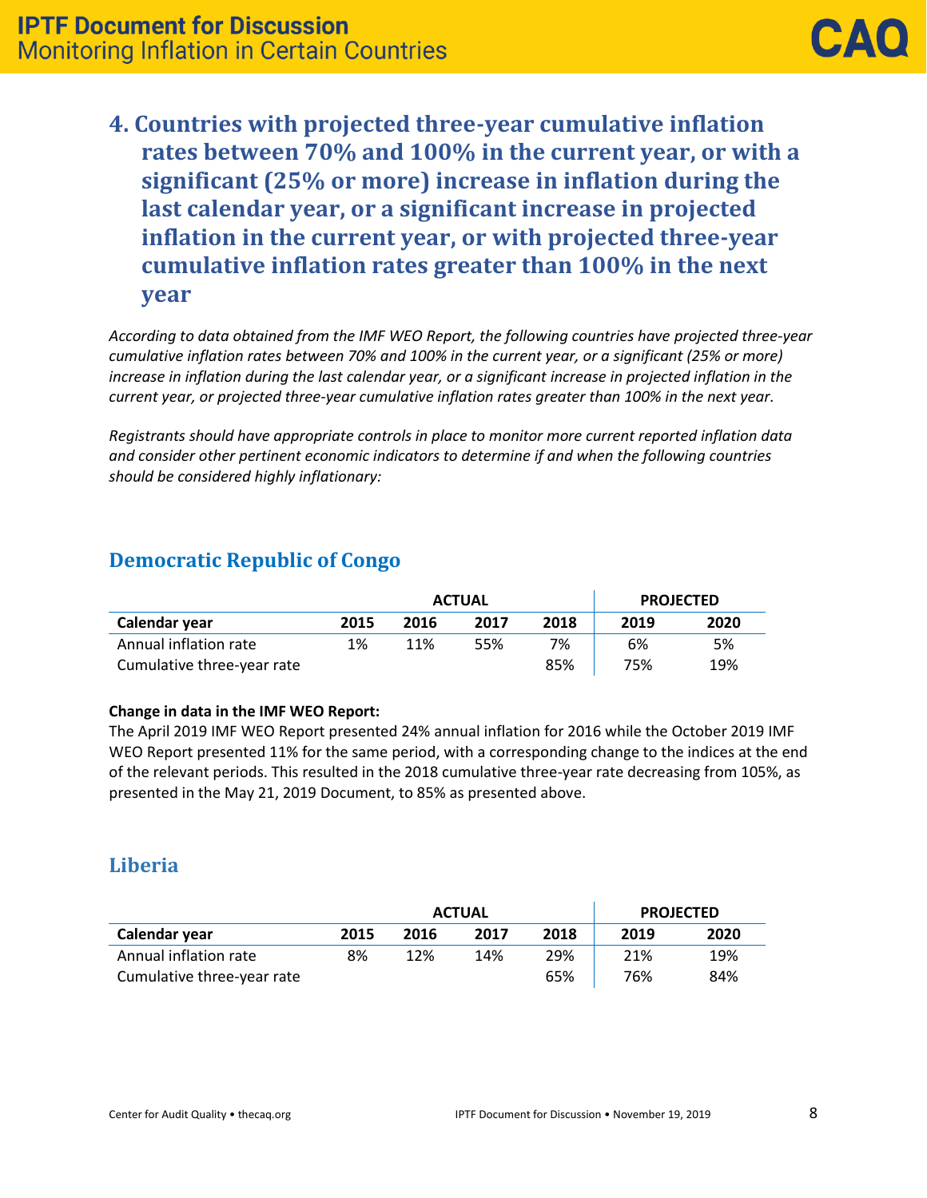## 4. Countries with projected three-year cumulative inflation rates between 70% and 100% in the current year, or with a significant (25% or more) increase in inflation during the last calendar year, or a significant increase in projected inflation in the current year, or with projected three-year cumulative inflation rates greater than 100% in the next year

*According to data obtained from the IMF WEO Report, the following countries have projected three-year cumulative inflation rates between 70% and 100% in the current year, or a significant (25% or more) increase in inflation during the last calendar year, or a significant increase in projected inflation in the current year, or projected three-year cumulative inflation rates greater than 100% in the next year.*

*Registrants should have appropriate controls in place to monitor more current reported inflation data and consider other pertinent economic indicators to determine if and when the following countries should be considered highly inflationary:*

### Democratic Republic of Congo

| | ACTUAL | | | | PROJECTED | |
|---|---|---|---|---|---|---|
| **Calendar year** | **2015** | **2016** | **2017** | **2018** | **2019** | **2020** |
| Annual inflation rate | 1% | 11% | 55% | 7% | 6% | 5% |
| Cumulative three-year rate | | | | 85% | 75% | 19% |

**Change in data in the IMF WEO Report:**

The April 2019 IMF WEO Report presented 24% annual inflation for 2016 while the October 2019 IMF WEO Report presented 11% for the same period, with a corresponding change to the indices at the end of the relevant periods. This resulted in the 2018 cumulative three-year rate decreasing from 105%, as presented in the May 21, 2019 Document, to 85% as presented above.

### Liberia

| | ACTUAL | | | | PROJECTED | |
|---|---|---|---|---|---|---|
| **Calendar year** | **2015** | **2016** | **2017** | **2018** | **2019** | **2020** |
| Annual inflation rate | 8% | 12% | 14% | 29% | 21% | 19% |
| Cumulative three-year rate | | | | 65% | 76% | 84% |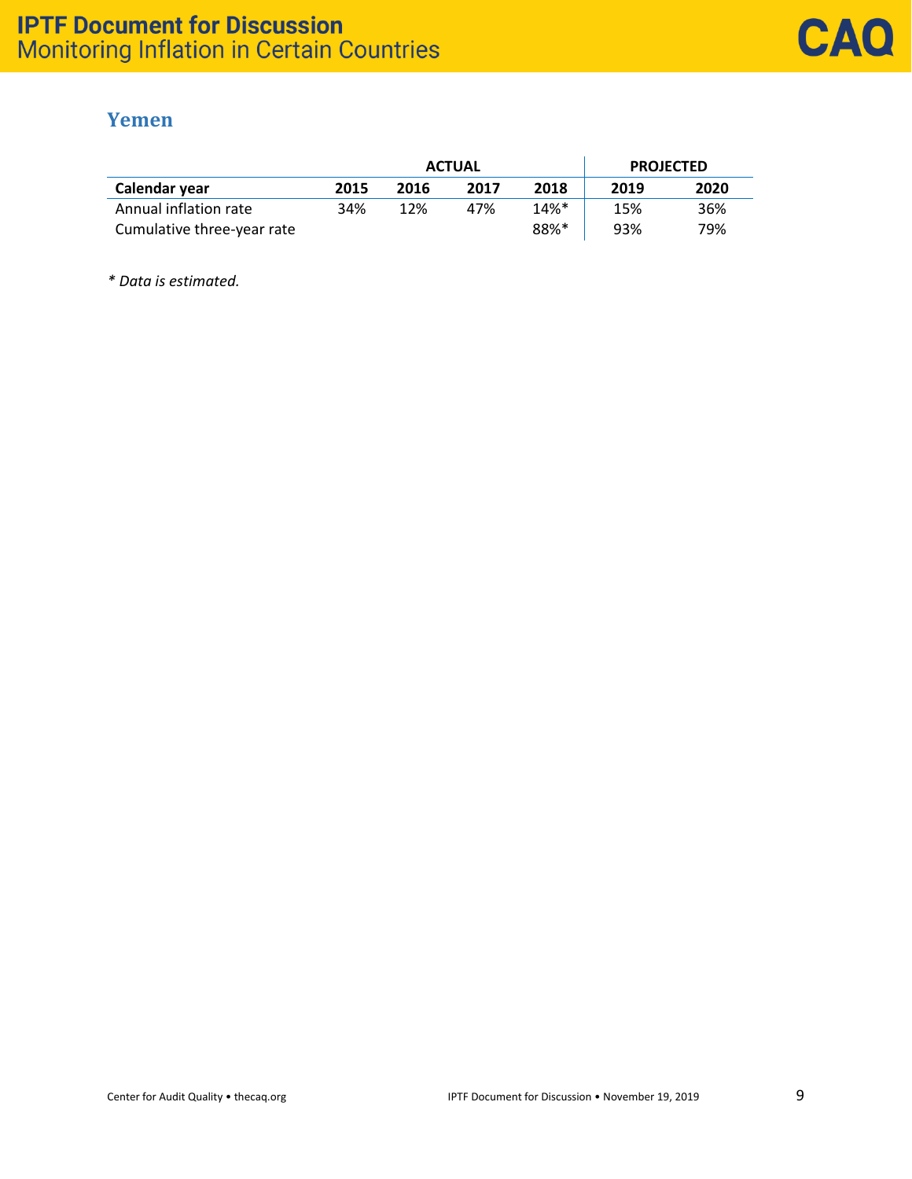## Yemen

| | ACTUAL | | | | PROJECTED | |
|---|---|---|---|---|---|---|
| **Calendar year** | **2015** | **2016** | **2017** | **2018** | **2019** | **2020** |
| Annual inflation rate | 34% | 12% | 47% | 14%* | 15% | 36% |
| Cumulative three-year rate | | | | 88%* | 93% | 79% |

*\* Data is estimated.*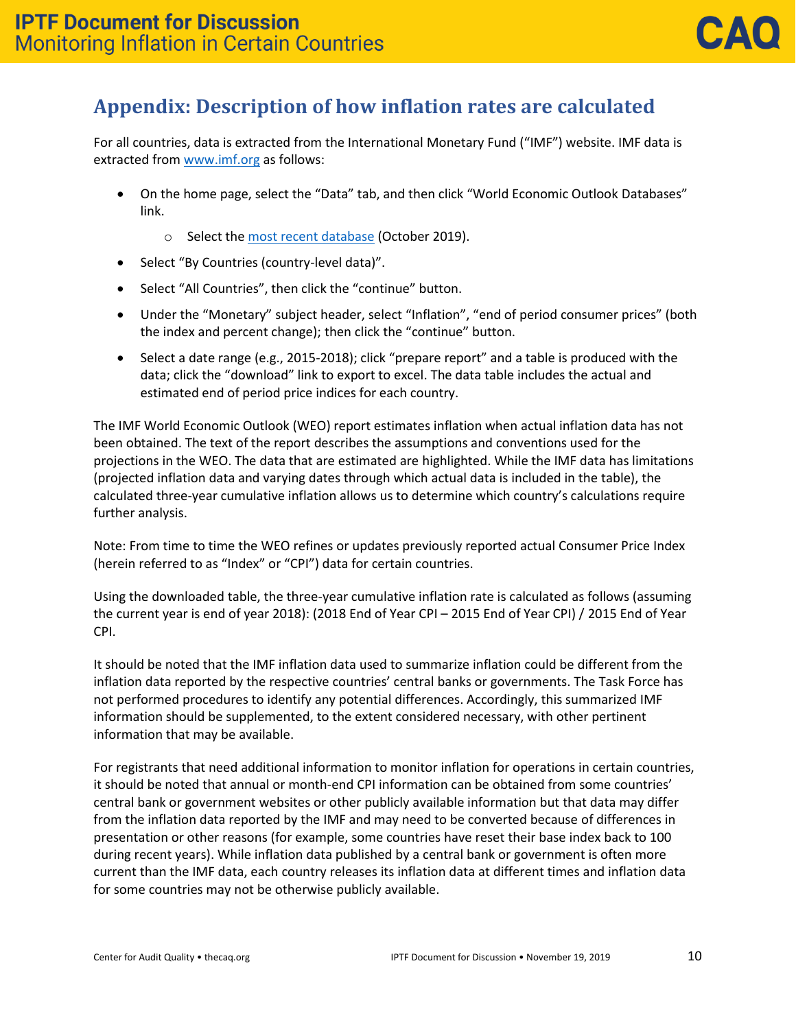## Appendix: Description of how inflation rates are calculated

For all countries, data is extracted from the International Monetary Fund ("IMF") website. IMF data is extracted from www.imf.org as follows:

- On the home page, select the "Data" tab, and then click "World Economic Outlook Databases" link.
  - Select the most recent database (October 2019).
- Select "By Countries (country-level data)".
- Select "All Countries", then click the "continue" button.
- Under the "Monetary" subject header, select "Inflation", "end of period consumer prices" (both the index and percent change); then click the "continue" button.
- Select a date range (e.g., 2015-2018); click "prepare report" and a table is produced with the data; click the "download" link to export to excel. The data table includes the actual and estimated end of period price indices for each country.

The IMF World Economic Outlook (WEO) report estimates inflation when actual inflation data has not been obtained. The text of the report describes the assumptions and conventions used for the projections in the WEO. The data that are estimated are highlighted. While the IMF data has limitations (projected inflation data and varying dates through which actual data is included in the table), the calculated three-year cumulative inflation allows us to determine which country's calculations require further analysis.

Note: From time to time the WEO refines or updates previously reported actual Consumer Price Index (herein referred to as "Index" or "CPI") data for certain countries.

Using the downloaded table, the three-year cumulative inflation rate is calculated as follows (assuming the current year is end of year 2018): (2018 End of Year CPI – 2015 End of Year CPI) / 2015 End of Year CPI.

It should be noted that the IMF inflation data used to summarize inflation could be different from the inflation data reported by the respective countries' central banks or governments. The Task Force has not performed procedures to identify any potential differences. Accordingly, this summarized IMF information should be supplemented, to the extent considered necessary, with other pertinent information that may be available.

For registrants that need additional information to monitor inflation for operations in certain countries, it should be noted that annual or month-end CPI information can be obtained from some countries' central bank or government websites or other publicly available information but that data may differ from the inflation data reported by the IMF and may need to be converted because of differences in presentation or other reasons (for example, some countries have reset their base index back to 100 during recent years). While inflation data published by a central bank or government is often more current than the IMF data, each country releases its inflation data at different times and inflation data for some countries may not be otherwise publicly available.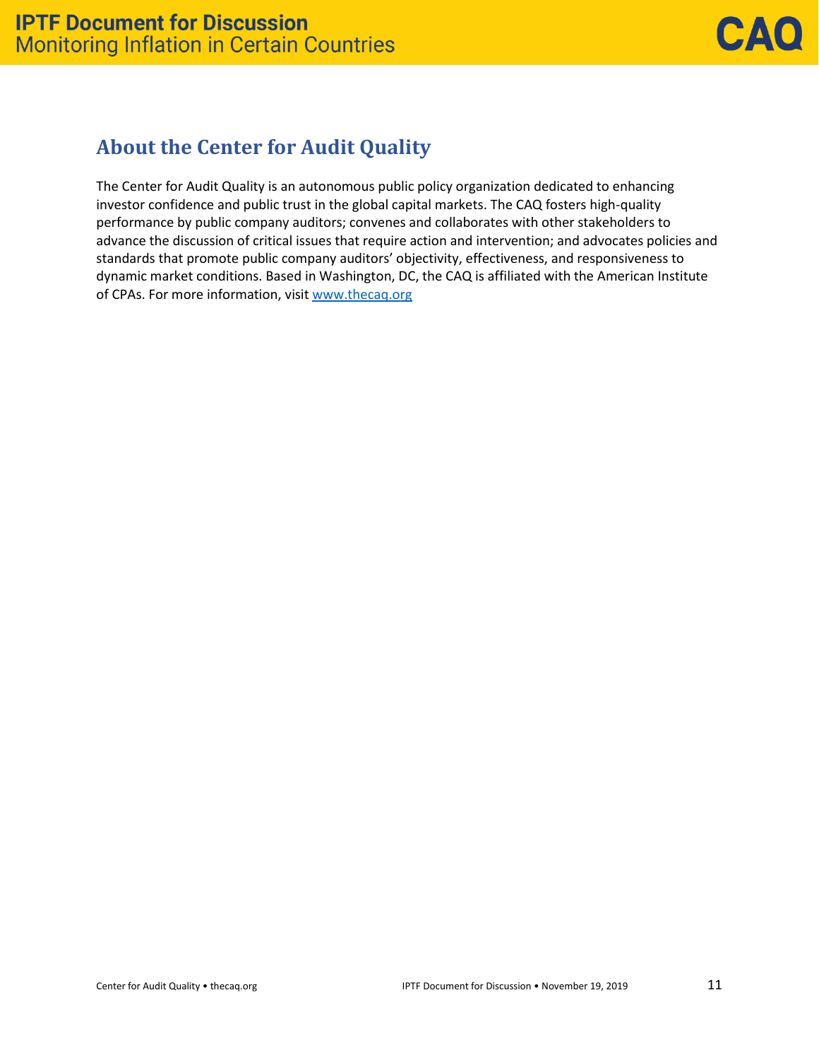## About the Center for Audit Quality

The Center for Audit Quality is an autonomous public policy organization dedicated to enhancing investor confidence and public trust in the global capital markets. The CAQ fosters high-quality performance by public company auditors; convenes and collaborates with other stakeholders to advance the discussion of critical issues that require action and intervention; and advocates policies and standards that promote public company auditors' objectivity, effectiveness, and responsiveness to dynamic market conditions. Based in Washington, DC, the CAQ is affiliated with the American Institute of CPAs. For more information, visit www.thecaq.org